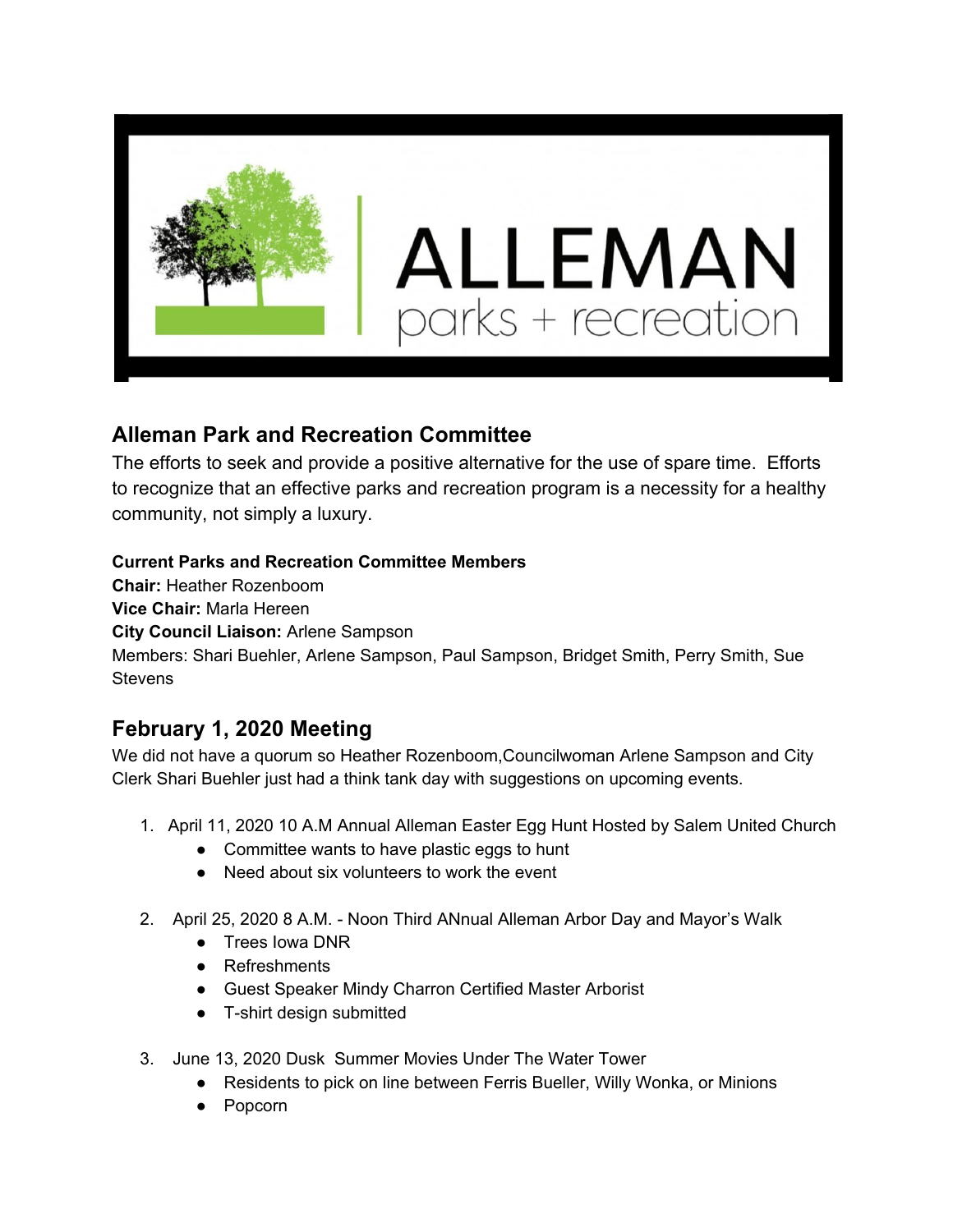## Alleman Park and Recreation Committee

The efforts to seek and provide a positive alternative for the use of spare time. Efforts to recognize that an effective parks and recreation program is a necessity for a healthy community, not simply a luxury.

**Current Parks and Recreation Committee Members**
**Chair:** Heather Rozenboom
**Vice Chair:** Marla Hereen
**City Council Liaison:** Arlene Sampson
Members: Shari Buehler, Arlene Sampson, Paul Sampson, Bridget Smith, Perry Smith, Sue Stevens

## February 1, 2020 Meeting

We did not have a quorum so Heather Rozenboom,Councilwoman Arlene Sampson and City Clerk Shari Buehler just had a think tank day with suggestions on upcoming events.

1. April 11, 2020 10 A.M Annual Alleman Easter Egg Hunt Hosted by Salem United Church
   - Committee wants to have plastic eggs to hunt
   - Need about six volunteers to work the event

2. April 25, 2020 8 A.M. - Noon Third ANnual Alleman Arbor Day and Mayor's Walk
   - Trees Iowa DNR
   - Refreshments
   - Guest Speaker Mindy Charron Certified Master Arborist
   - T-shirt design submitted

3. June 13, 2020 Dusk Summer Movies Under The Water Tower
   - Residents to pick on line between Ferris Bueller, Willy Wonka, or Minions
   - Popcorn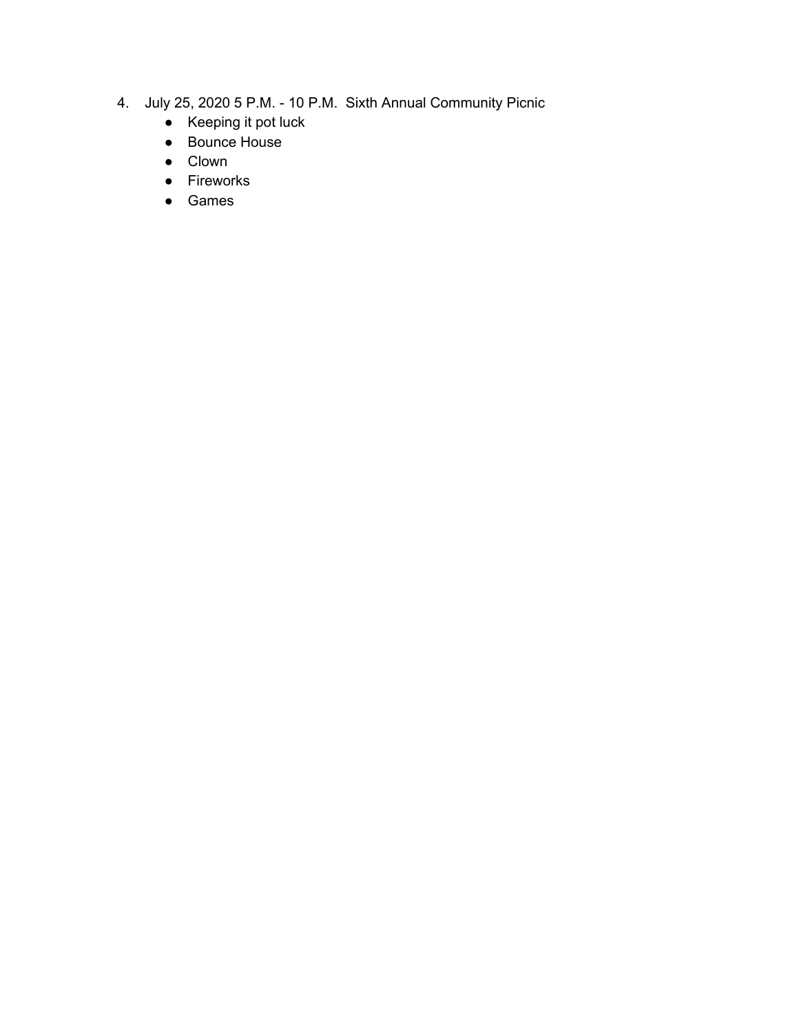4. July 25, 2020 5 P.M. - 10 P.M. Sixth Annual Community Picnic
    - Keeping it pot luck
    - Bounce House
    - Clown
    - Fireworks
    - Games